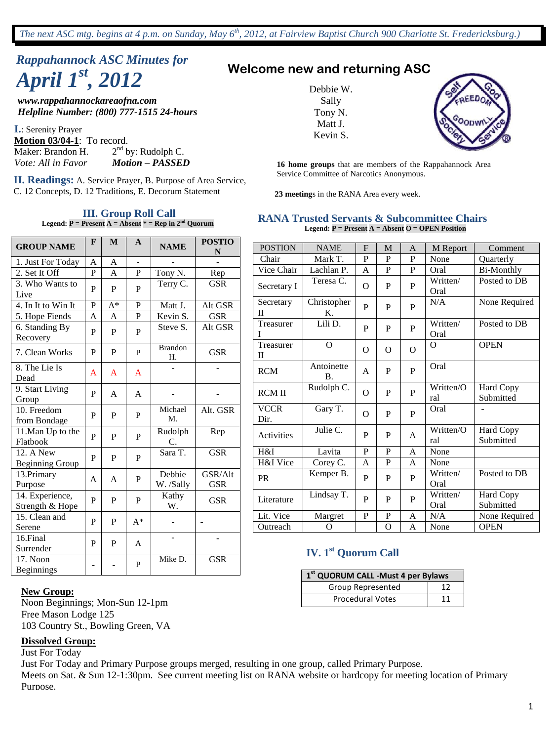*The next ASC mtg. begins at 4 p.m. on Sunday, May 6th, 2012, at Fairview Baptist Church 900 Charlotte St. Fredericksburg.)*

# *Rappahannock ASC Minutes for April 1st, 2012*

***www.rappahannockareaofna.com***
***Helpline Number: (800) 777-1515 24-hours***

**I.**: Serenity Prayer

**Motion 03/04-1**: To record.
Maker: Brandon H. 2nd by: Rudolph C.
*Vote: All in Favor* ***Motion – PASSED***

**II. Readings:** A. Service Prayer, B. Purpose of Area Service, C. 12 Concepts, D. 12 Traditions, E. Decorum Statement

## Welcome new and returning ASC

Debbie W.
Sally
Tony N.
Matt J.
Kevin S.

**16 home groups** that are members of the Rappahannock Area Service Committee of Narcotics Anonymous.

**23 meeting**s in the RANA Area every week.

## III. Group Roll Call

**Legend: P = Present A = Absent * = Rep in 2nd Quorum**

| GROUP NAME | F | M | A | NAME | POSTION |
|---|---|---|---|---|---|
| 1. Just For Today | A | A | - | - | - |
| 2. Set It Off | P | A | P | Tony N. | Rep |
| 3. Who Wants to Live | P | P | P | Terry C. | GSR |
| 4. In It to Win It | P | A* | P | Matt J. | Alt GSR |
| 5. Hope Fiends | A | A | P | Kevin S. | GSR |
| 6. Standing By Recovery | P | P | P | Steve S. | Alt GSR |
| 7. Clean Works | P | P | P | Brandon H. | GSR |
| 8. The Lie Is Dead | A | A | A | - | - |
| 9. Start Living Group | P | A | A | - | - |
| 10. Freedom from Bondage | P | P | P | Michael M. | Alt. GSR |
| 11.Man Up to the Flatbook | P | P | P | Rudolph C. | Rep |
| 12. A New Beginning Group | P | P | P | Sara T. | GSR |
| 13.Primary Purpose | A | A | P | Debbie W. /Sally | GSR/Alt GSR |
| 14. Experience, Strength & Hope | P | P | P | Kathy W. | GSR |
| 15. Clean and Serene | P | P | A* | - | - |
| 16.Final Surrender | P | P | A | - | - |
| 17. Noon Beginnings | - | - | P | Mike D. | GSR |

## RANA Trusted Servants & Subcommittee Chairs

**Legend: P = Present A = Absent O = OPEN Position**

| POSTION | NAME | F | M | A | M Report | Comment |
|---|---|---|---|---|---|---|
| Chair | Mark T. | P | P | P | None | Quarterly |
| Vice Chair | Lachlan P. | A | P | P | Oral | Bi-Monthly |
| Secretary I | Teresa C. | O | P | P | Written/ Oral | Posted to DB |
| Secretary II | Christopher K. | P | P | P | N/A | None Required |
| Treasurer I | Lili D. | P | P | P | Written/ Oral | Posted to DB |
| Treasurer II | O | O | O | O | O | OPEN |
| RCM | Antoinette B. | A | P | P | Oral | |
| RCM II | Rudolph C. | O | P | P | Written/Oral | Hard Copy Submitted |
| VCCR Dir. | Gary T. | O | P | P | Oral | - |
| Activities | Julie C. | P | P | A | Written/Oral | Hard Copy Submitted |
| H&I | Lavita | P | P | A | None | |
| H&I Vice | Corey C. | A | P | A | None | |
| PR | Kemper B. | P | P | P | Written/ Oral | Posted to DB |
| Literature | Lindsay T. | P | P | P | Written/ Oral | Hard Copy Submitted |
| Lit. Vice | Margret | P | P | A | N/A | None Required |
| Outreach | O | | O | A | None | OPEN |

## IV. 1st Quorum Call

| 1st QUORUM CALL -Must 4 per Bylaws | |
|---|---|
| Group Represented | 12 |
| Procedural Votes | 11 |

**New Group:**
Noon Beginnings; Mon-Sun 12-1pm
Free Mason Lodge 125
103 Country St., Bowling Green, VA

**Dissolved Group:**
Just For Today
Just For Today and Primary Purpose groups merged, resulting in one group, called Primary Purpose.
Meets on Sat. & Sun 12-1:30pm. See current meeting list on RANA website or hardcopy for meeting location of Primary Purpose.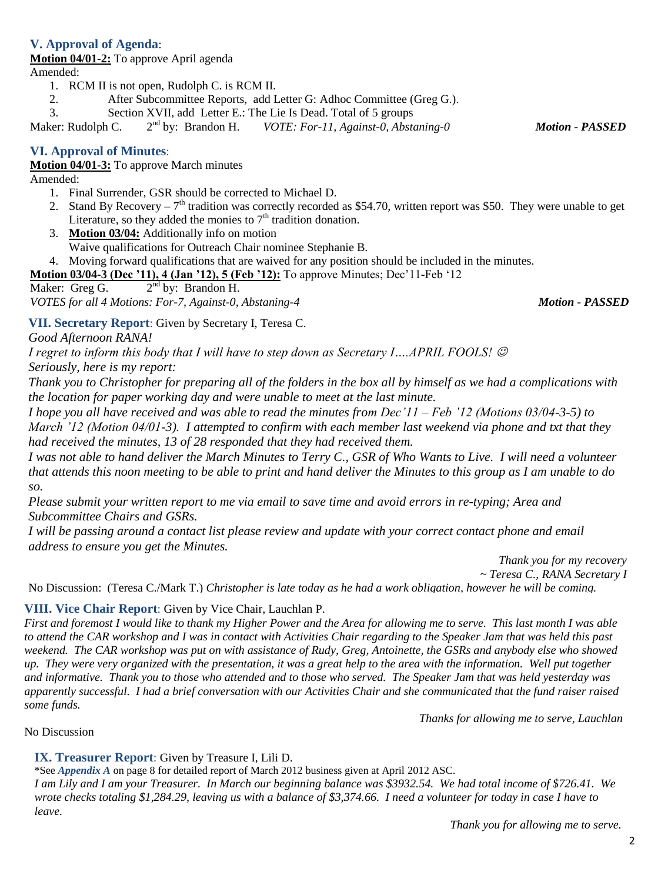## V. Approval of Agenda:

**Motion 04/01-2:** To approve April agenda

Amended:

1. RCM II is not open, Rudolph C. is RCM II.
2. After Subcommittee Reports, add Letter G: Adhoc Committee (Greg G.).
3. Section XVII, add Letter E.: The Lie Is Dead. Total of 5 groups

Maker: Rudolph C. 2nd by: Brandon H. *VOTE: For-11, Against-0, Abstaning-0* ***Motion - PASSED***

## VI. Approval of Minutes:

**Motion 04/01-3:** To approve March minutes

Amended:

1. Final Surrender, GSR should be corrected to Michael D.
2. Stand By Recovery – 7th tradition was correctly recorded as $54.70, written report was $50. They were unable to get Literature, so they added the monies to 7th tradition donation.
3. **Motion 03/04:** Additionally info on motion
   Waive qualifications for Outreach Chair nominee Stephanie B.
4. Moving forward qualifications that are waived for any position should be included in the minutes.

**Motion 03/04-3 (Dec '11), 4 (Jan '12), 5 (Feb '12):** To approve Minutes; Dec'11-Feb '12

Maker: Greg G. 2nd by: Brandon H.

*VOTES for all 4 Motions: For-7, Against-0, Abstaning-4* ***Motion - PASSED***

## VII. Secretary Report: Given by Secretary I, Teresa C.

*Good Afternoon RANA!*

*I regret to inform this body that I will have to step down as Secretary I….APRIL FOOLS! ☺*

*Seriously, here is my report:*

*Thank you to Christopher for preparing all of the folders in the box all by himself as we had a complications with the location for paper working day and were unable to meet at the last minute.*

*I hope you all have received and was able to read the minutes from Dec'11 – Feb '12 (Motions 03/04-3-5) to March '12 (Motion 04/01-3). I attempted to confirm with each member last weekend via phone and txt that they had received the minutes, 13 of 28 responded that they had received them.*

*I was not able to hand deliver the March Minutes to Terry C., GSR of Who Wants to Live. I will need a volunteer that attends this noon meeting to be able to print and hand deliver the Minutes to this group as I am unable to do so.*

*Please submit your written report to me via email to save time and avoid errors in re-typing; Area and Subcommittee Chairs and GSRs.*

*I will be passing around a contact list please review and update with your correct contact phone and email address to ensure you get the Minutes.*

*Thank you for my recovery*
*~ Teresa C., RANA Secretary I*

No Discussion: (Teresa C./Mark T.) *Christopher is late today as he had a work obligation, however he will be coming.*

## VIII. Vice Chair Report: Given by Vice Chair, Lauchlan P.

*First and foremost I would like to thank my Higher Power and the Area for allowing me to serve. This last month I was able to attend the CAR workshop and I was in contact with Activities Chair regarding to the Speaker Jam that was held this past weekend. The CAR workshop was put on with assistance of Rudy, Greg, Antoinette, the GSRs and anybody else who showed up. They were very organized with the presentation, it was a great help to the area with the information. Well put together and informative. Thank you to those who attended and to those who served. The Speaker Jam that was held yesterday was apparently successful. I had a brief conversation with our Activities Chair and she communicated that the fund raiser raised some funds.*

*Thanks for allowing me to serve, Lauchlan*

No Discussion

## IX. Treasurer Report: Given by Treasure I, Lili D.

*See ***Appendix A*** on page 8 for detailed report of March 2012 business given at April 2012 ASC.

*I am Lily and I am your Treasurer. In March our beginning balance was $3932.54. We had total income of $726.41. We wrote checks totaling $1,284.29, leaving us with a balance of $3,374.66. I need a volunteer for today in case I have to leave.*

*Thank you for allowing me to serve.*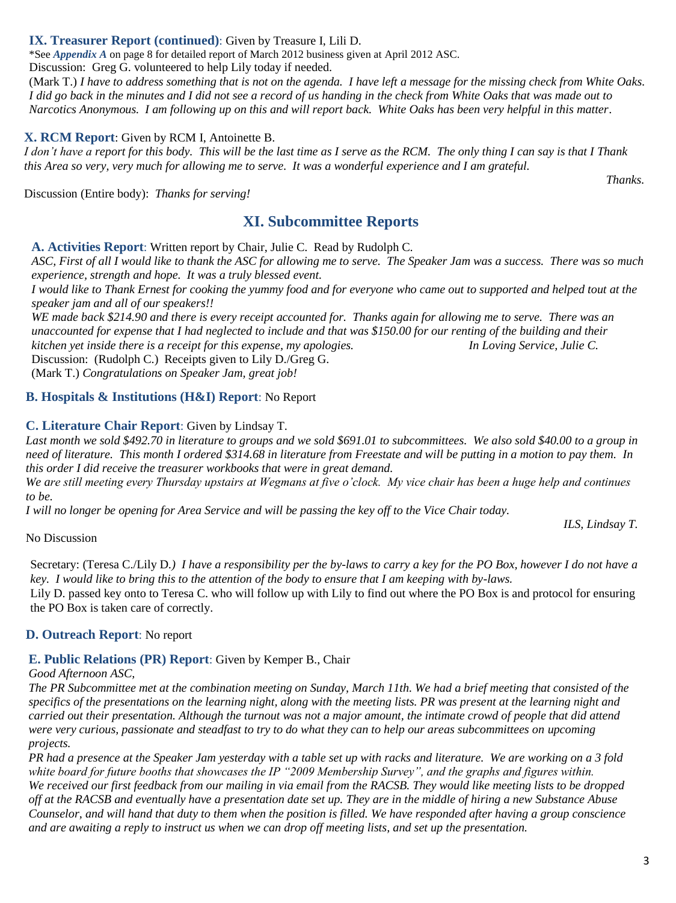**IX. Treasurer Report (continued)**: Given by Treasure I, Lili D.

*See ***Appendix A*** on page 8 for detailed report of March 2012 business given at April 2012 ASC.

Discussion: Greg G. volunteered to help Lily today if needed.

(Mark T.) *I have to address something that is not on the agenda. I have left a message for the missing check from White Oaks. I did go back in the minutes and I did not see a record of us handing in the check from White Oaks that was made out to Narcotics Anonymous. I am following up on this and will report back. White Oaks has been very helpful in this matter*.

**X. RCM Report**: Given by RCM I, Antoinette B.

*I don't have a report for this body. This will be the last time as I serve as the RCM. The only thing I can say is that I Thank this Area so very, very much for allowing me to serve. It was a wonderful experience and I am grateful.*

*Thanks.*

Discussion (Entire body): *Thanks for serving!*

## XI. Subcommittee Reports

**A. Activities Report**: Written report by Chair, Julie C. Read by Rudolph C.

*ASC, First of all I would like to thank the ASC for allowing me to serve. The Speaker Jam was a success. There was so much experience, strength and hope. It was a truly blessed event.*

*I would like to Thank Ernest for cooking the yummy food and for everyone who came out to supported and helped tout at the speaker jam and all of our speakers!!*

*WE made back $214.90 and there is every receipt accounted for. Thanks again for allowing me to serve. There was an unaccounted for expense that I had neglected to include and that was $150.00 for our renting of the building and their kitchen yet inside there is a receipt for this expense, my apologies. In Loving Service, Julie C.*

Discussion: (Rudolph C.) Receipts given to Lily D./Greg G.

(Mark T.) *Congratulations on Speaker Jam, great job!*

**B. Hospitals & Institutions (H&I) Report**: No Report

**C. Literature Chair Report**: Given by Lindsay T.

*Last month we sold $492.70 in literature to groups and we sold $691.01 to subcommittees. We also sold $40.00 to a group in need of literature. This month I ordered $314.68 in literature from Freestate and will be putting in a motion to pay them. In this order I did receive the treasurer workbooks that were in great demand.*

*We are still meeting every Thursday upstairs at Wegmans at five o'clock. My vice chair has been a huge help and continues to be.*

*I will no longer be opening for Area Service and will be passing the key off to the Vice Chair today.*

*ILS, Lindsay T.*

No Discussion

Secretary: (Teresa C./Lily D.) *I have a responsibility per the by-laws to carry a key for the PO Box, however I do not have a key. I would like to bring this to the attention of the body to ensure that I am keeping with by-laws.*

Lily D. passed key onto to Teresa C. who will follow up with Lily to find out where the PO Box is and protocol for ensuring the PO Box is taken care of correctly.

**D. Outreach Report**: No report

**E. Public Relations (PR) Report**: Given by Kemper B., Chair

*Good Afternoon ASC,*

*The PR Subcommittee met at the combination meeting on Sunday, March 11th. We had a brief meeting that consisted of the specifics of the presentations on the learning night, along with the meeting lists. PR was present at the learning night and carried out their presentation. Although the turnout was not a major amount, the intimate crowd of people that did attend were very curious, passionate and steadfast to try to do what they can to help our areas subcommittees on upcoming projects.*

*PR had a presence at the Speaker Jam yesterday with a table set up with racks and literature. We are working on a 3 fold white board for future booths that showcases the IP "2009 Membership Survey", and the graphs and figures within.*

*We received our first feedback from our mailing in via email from the RACSB. They would like meeting lists to be dropped off at the RACSB and eventually have a presentation date set up. They are in the middle of hiring a new Substance Abuse Counselor, and will hand that duty to them when the position is filled. We have responded after having a group conscience and are awaiting a reply to instruct us when we can drop off meeting lists, and set up the presentation.*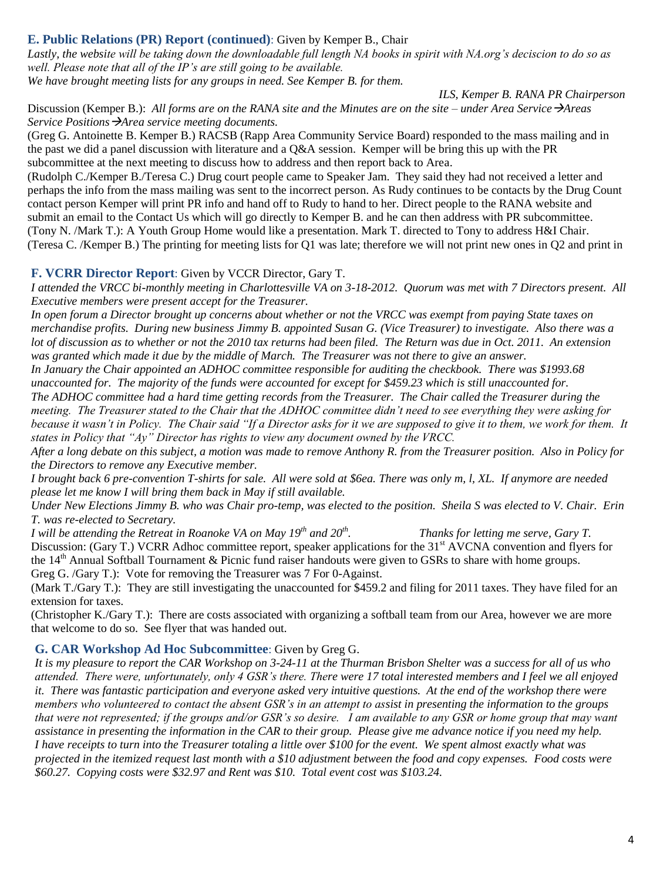**E. Public Relations (PR) Report (continued)**: Given by Kemper B., Chair

*Lastly, the website will be taking down the downloadable full length NA books in spirit with NA.org's deciscion to do so as well. Please note that all of the IP's are still going to be available.*
*We have brought meeting lists for any groups in need. See Kemper B. for them.*

*ILS, Kemper B. RANA PR Chairperson*

Discussion (Kemper B.): *All forms are on the RANA site and the Minutes are on the site – under Area Service →Areas Service Positions→Area service meeting documents.*

(Greg G. Antoinette B. Kemper B.) RACSB (Rapp Area Community Service Board) responded to the mass mailing and in the past we did a panel discussion with literature and a Q&A session. Kemper will be bring this up with the PR subcommittee at the next meeting to discuss how to address and then report back to Area.

(Rudolph C./Kemper B./Teresa C.) Drug court people came to Speaker Jam. They said they had not received a letter and perhaps the info from the mass mailing was sent to the incorrect person. As Rudy continues to be contacts by the Drug Count contact person Kemper will print PR info and hand off to Rudy to hand to her. Direct people to the RANA website and submit an email to the Contact Us which will go directly to Kemper B. and he can then address with PR subcommittee.

(Tony N. /Mark T.): A Youth Group Home would like a presentation. Mark T. directed to Tony to address H&I Chair.

(Teresa C. /Kemper B.) The printing for meeting lists for Q1 was late; therefore we will not print new ones in Q2 and print in

**F. VCRR Director Report**: Given by VCCR Director, Gary T.

*I attended the VRCC bi-monthly meeting in Charlottesville VA on 3-18-2012. Quorum was met with 7 Directors present. All Executive members were present accept for the Treasurer.*

*In open forum a Director brought up concerns about whether or not the VRCC was exempt from paying State taxes on merchandise profits. During new business Jimmy B. appointed Susan G. (Vice Treasurer) to investigate. Also there was a lot of discussion as to whether or not the 2010 tax returns had been filed. The Return was due in Oct. 2011. An extension was granted which made it due by the middle of March. The Treasurer was not there to give an answer.*

*In January the Chair appointed an ADHOC committee responsible for auditing the checkbook. There was $1993.68 unaccounted for. The majority of the funds were accounted for except for $459.23 which is still unaccounted for.*

*The ADHOC committee had a hard time getting records from the Treasurer. The Chair called the Treasurer during the meeting. The Treasurer stated to the Chair that the ADHOC committee didn't need to see everything they were asking for because it wasn't in Policy. The Chair said "If a Director asks for it we are supposed to give it to them, we work for them. It states in Policy that "Ay" Director has rights to view any document owned by the VRCC.*

*After a long debate on this subject, a motion was made to remove Anthony R. from the Treasurer position. Also in Policy for the Directors to remove any Executive member.*

*I brought back 6 pre-convention T-shirts for sale. All were sold at $6ea. There was only m, l, XL. If anymore are needed please let me know I will bring them back in May if still available.*

*Under New Elections Jimmy B. who was Chair pro-temp, was elected to the position. Sheila S was elected to V. Chair. Erin T. was re-elected to Secretary.*

*I will be attending the Retreat in Roanoke VA on May 19th and 20th.* *Thanks for letting me serve, Gary T.*

Discussion: (Gary T.) VCRR Adhoc committee report, speaker applications for the 31st AVCNA convention and flyers for the 14th Annual Softball Tournament & Picnic fund raiser handouts were given to GSRs to share with home groups.

Greg G. /Gary T.): Vote for removing the Treasurer was 7 For 0-Against.

(Mark T./Gary T.): They are still investigating the unaccounted for $459.2 and filing for 2011 taxes. They have filed for an extension for taxes.

(Christopher K./Gary T.): There are costs associated with organizing a softball team from our Area, however we are more that welcome to do so. See flyer that was handed out.

**G. CAR Workshop Ad Hoc Subcommittee**: Given by Greg G.

*It is my pleasure to report the CAR Workshop on 3-24-11 at the Thurman Brisbon Shelter was a success for all of us who attended. There were, unfortunately, only 4 GSR's there. There were 17 total interested members and I feel we all enjoyed it. There was fantastic participation and everyone asked very intuitive questions. At the end of the workshop there were members who volunteered to contact the absent GSR's in an attempt to assist in presenting the information to the groups that were not represented; if the groups and/or GSR's so desire. I am available to any GSR or home group that may want assistance in presenting the information in the CAR to their group. Please give me advance notice if you need my help. I have receipts to turn into the Treasurer totaling a little over $100 for the event. We spent almost exactly what was projected in the itemized request last month with a $10 adjustment between the food and copy expenses. Food costs were $60.27. Copying costs were $32.97 and Rent was $10. Total event cost was $103.24.*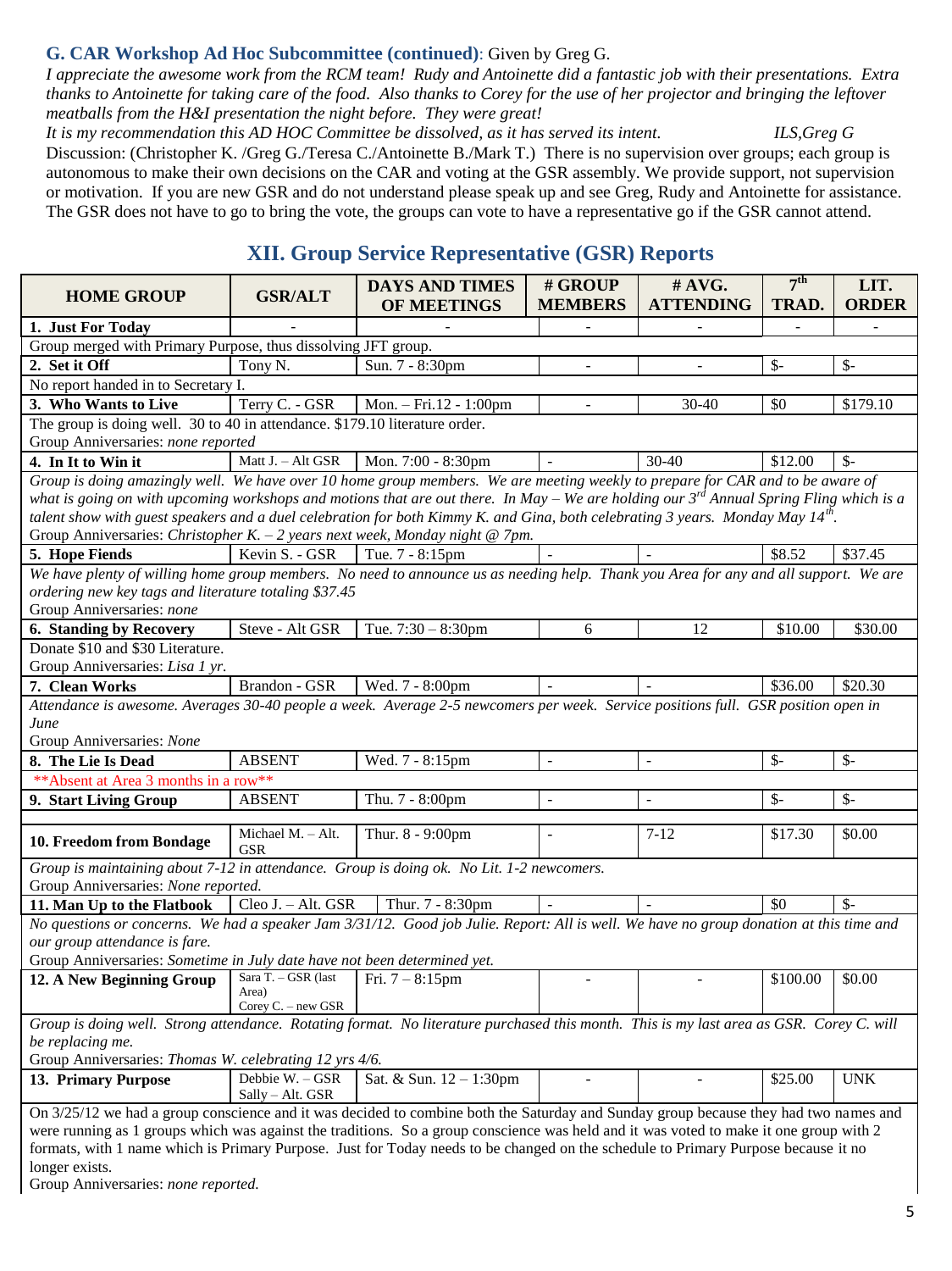**G. CAR Workshop Ad Hoc Subcommittee (continued)**: Given by Greg G.

*I appreciate the awesome work from the RCM team! Rudy and Antoinette did a fantastic job with their presentations. Extra thanks to Antoinette for taking care of the food. Also thanks to Corey for the use of her projector and bringing the leftover meatballs from the H&I presentation the night before. They were great!*

*It is my recommendation this AD HOC Committee be dissolved, as it has served its intent. ILS,Greg G*

Discussion: (Christopher K. /Greg G./Teresa C./Antoinette B./Mark T.) There is no supervision over groups; each group is autonomous to make their own decisions on the CAR and voting at the GSR assembly. We provide support, not supervision or motivation. If you are new GSR and do not understand please speak up and see Greg, Rudy and Antoinette for assistance. The GSR does not have to go to bring the vote, the groups can vote to have a representative go if the GSR cannot attend.

## XII. Group Service Representative (GSR) Reports

| HOME GROUP | GSR/ALT | DAYS AND TIMES OF MEETINGS | # GROUP MEMBERS | # AVG. ATTENDING | 7th TRAD. | LIT. ORDER |
|---|---|---|---|---|---|---|
| **1. Just For Today** | - | - | - | - | - | - |
| Group merged with Primary Purpose, thus dissolving JFT group. | | | | | | |
| **2. Set it Off** | Tony N. | Sun. 7 - 8:30pm | - | - | $- | $- |
| No report handed in to Secretary I. | | | | | | |
| **3. Who Wants to Live** | Terry C. - GSR | Mon. – Fri.12 - 1:00pm | - | 30-40 | $0 | $179.10 |
| The group is doing well. 30 to 40 in attendance. $179.10 literature order. Group Anniversaries: *none reported* | | | | | | |
| **4. In It to Win it** | Matt J. – Alt GSR | Mon. 7:00 - 8:30pm | - | 30-40 | $12.00 | $- |
| *Group is doing amazingly well. We have over 10 home group members. We are meeting weekly to prepare for CAR and to be aware of what is going on with upcoming workshops and motions that are out there. In May – We are holding our 3rd Annual Spring Fling which is a talent show with guest speakers and a duel celebration for both Kimmy K. and Gina, both celebrating 3 years. Monday May 14th.* Group Anniversaries: *Christopher K. – 2 years next week, Monday night @ 7pm.* | | | | | | |
| **5. Hope Fiends** | Kevin S. - GSR | Tue. 7 - 8:15pm | - | - | $8.52 | $37.45 |
| *We have plenty of willing home group members. No need to announce us as needing help. Thank you Area for any and all support. We are ordering new key tags and literature totaling $37.45* Group Anniversaries: *none* | | | | | | |
| **6. Standing by Recovery** | Steve - Alt GSR | Tue. 7:30 – 8:30pm | 6 | 12 | $10.00 | $30.00 |
| Donate $10 and $30 Literature. Group Anniversaries: *Lisa 1 yr.* | | | | | | |
| **7. Clean Works** | Brandon - GSR | Wed. 7 - 8:00pm | - | - | $36.00 | $20.30 |
| *Attendance is awesome. Averages 30-40 people a week. Average 2-5 newcomers per week. Service positions full. GSR position open in June* Group Anniversaries: *None* | | | | | | |
| **8. The Lie Is Dead** | ABSENT | Wed. 7 - 8:15pm | - | - | $- | $- |
| **Absent at Area 3 months in a row** | | | | | | |
| **9. Start Living Group** | ABSENT | Thu. 7 - 8:00pm | - | - | $- | $- |
| | | | | | | |
| **10. Freedom from Bondage** | Michael M. – Alt. GSR | Thur. 8 - 9:00pm | - | 7-12 | $17.30 | $0.00 |
| *Group is maintaining about 7-12 in attendance. Group is doing ok. No Lit. 1-2 newcomers.* Group Anniversaries: *None reported.* | | | | | | |
| **11. Man Up to the Flatbook** | Cleo J. – Alt. GSR | Thur. 7 - 8:30pm | - | - | $0 | $- |
| *No questions or concerns. We had a speaker Jam 3/31/12. Good job Julie. Report: All is well. We have no group donation at this time and our group attendance is fare.* Group Anniversaries: *Sometime in July date have not been determined yet.* | | | | | | |
| **12. A New Beginning Group** | Sara T. – GSR (last Area) Corey C. – new GSR | Fri. 7 – 8:15pm | - | - | $100.00 | $0.00 |
| *Group is doing well. Strong attendance. Rotating format. No literature purchased this month. This is my last area as GSR. Corey C. will be replacing me.* Group Anniversaries: *Thomas W. celebrating 12 yrs 4/6.* | | | | | | |
| **13. Primary Purpose** | Debbie W. – GSR Sally – Alt. GSR | Sat. & Sun. 12 – 1:30pm | - | - | $25.00 | UNK |
| On 3/25/12 we had a group conscience and it was decided to combine both the Saturday and Sunday group because they had two names and were running as 1 groups which was against the traditions. So a group conscience was held and it was voted to make it one group with 2 formats, with 1 name which is Primary Purpose. Just for Today needs to be changed on the schedule to Primary Purpose because it no longer exists. Group Anniversaries: *none reported.* | | | | | | |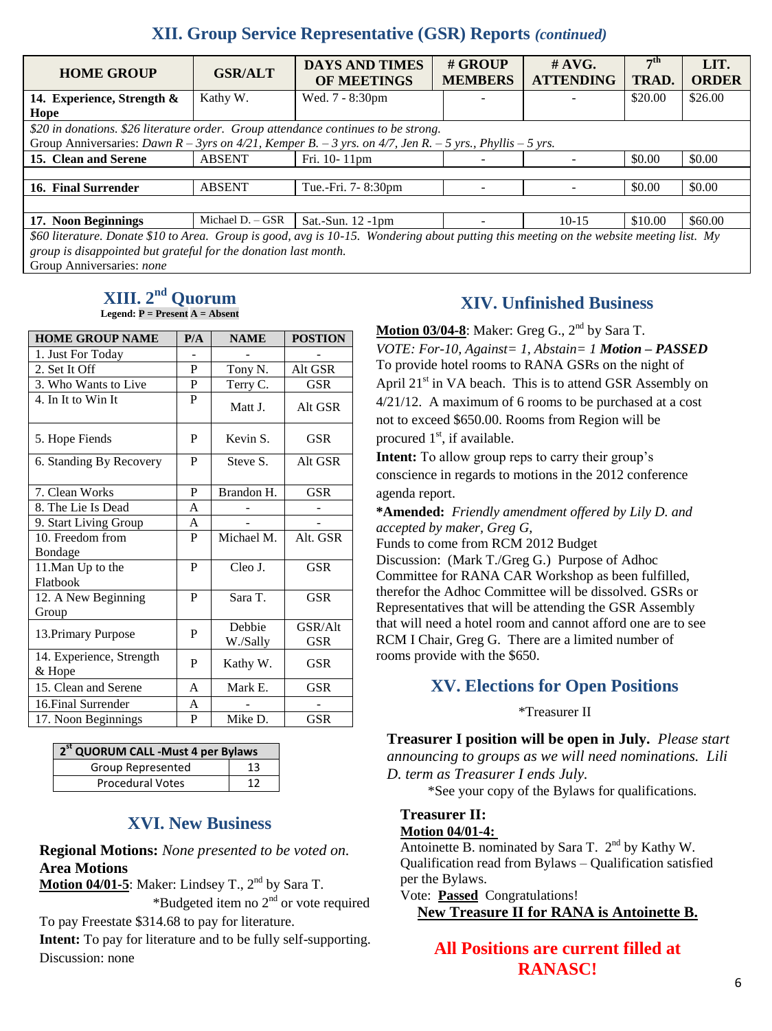## XII. Group Service Representative (GSR) Reports *(continued)*

| HOME GROUP | GSR/ALT | DAYS AND TIMES OF MEETINGS | # GROUP MEMBERS | # AVG. ATTENDING | 7th TRAD. | LIT. ORDER |
|---|---|---|---|---|---|---|
| **14. Experience, Strength & Hope** | Kathy W. | Wed. 7 - 8:30pm | - | - | $20.00 | $26.00 |
| *$20 in donations. $26 literature order. Group attendance continues to be strong.* Group Anniversaries: *Dawn R – 3yrs on 4/21, Kemper B. – 3 yrs. on 4/7, Jen R. – 5 yrs., Phyllis – 5 yrs.* | | | | | | |
| **15. Clean and Serene** | ABSENT | Fri. 10- 11pm | - | - | $0.00 | $0.00 |
| | | | | | | |
| **16. Final Surrender** | ABSENT | Tue.-Fri. 7- 8:30pm | - | - | $0.00 | $0.00 |
| | | | | | | |
| **17. Noon Beginnings** | Michael D. – GSR | Sat.-Sun. 12 -1pm | - | 10-15 | $10.00 | $60.00 |
| *$60 literature. Donate $10 to Area. Group is good, avg is 10-15. Wondering about putting this meeting on the website meeting list. My group is disappointed but grateful for the donation last month.* Group Anniversaries: *none* | | | | | | |

## XIII. 2nd Quorum

**Legend: P = Present A = Absent**

| HOME GROUP NAME | P/A | NAME | POSTION |
|---|---|---|---|
| 1. Just For Today | - | - | - |
| 2. Set It Off | P | Tony N. | Alt GSR |
| 3. Who Wants to Live | P | Terry C. | GSR |
| 4. In It to Win It | P | Matt J. | Alt GSR |
| 5. Hope Fiends | P | Kevin S. | GSR |
| 6. Standing By Recovery | P | Steve S. | Alt GSR |
| 7. Clean Works | P | Brandon H. | GSR |
| 8. The Lie Is Dead | A | - | - |
| 9. Start Living Group | A | - | - |
| 10. Freedom from Bondage | P | Michael M. | Alt. GSR |
| 11.Man Up to the Flatbook | P | Cleo J. | GSR |
| 12. A New Beginning Group | P | Sara T. | GSR |
| 13.Primary Purpose | P | Debbie W./Sally | GSR/Alt GSR |
| 14. Experience, Strength & Hope | P | Kathy W. | GSR |
| 15. Clean and Serene | A | Mark E. | GSR |
| 16.Final Surrender | A | - | - |
| 17. Noon Beginnings | P | Mike D. | GSR |

| 2st QUORUM CALL -Must 4 per Bylaws | |
|---|---|
| Group Represented | 13 |
| Procedural Votes | 12 |

## XVI. New Business

**Regional Motions:** *None presented to be voted on.*

**Area Motions**

**Motion 04/01-5**: Maker: Lindsey T., 2nd by Sara T.

*Budgeted item no 2nd or vote required

To pay Freestate $314.68 to pay for literature.

**Intent:** To pay for literature and to be fully self-supporting.

Discussion: none

## XIV. Unfinished Business

**Motion 03/04-8**: Maker: Greg G., 2nd by Sara T.

*VOTE: For-10, Against= 1, Abstain= 1* ***Motion – PASSED***

To provide hotel rooms to RANA GSRs on the night of April 21st in VA beach. This is to attend GSR Assembly on 4/21/12. A maximum of 6 rooms to be purchased at a cost not to exceed $650.00. Rooms from Region will be procured 1st, if available.

**Intent:** To allow group reps to carry their group's conscience in regards to motions in the 2012 conference agenda report.

***Amended:** *Friendly amendment offered by Lily D. and accepted by maker, Greg G,*

Funds to come from RCM 2012 Budget

Discussion: (Mark T./Greg G.) Purpose of Adhoc Committee for RANA CAR Workshop as been fulfilled, therefor the Adhoc Committee will be dissolved. GSRs or Representatives that will be attending the GSR Assembly that will need a hotel room and cannot afford one are to see RCM I Chair, Greg G. There are a limited number of rooms provide with the $650.

## XV. Elections for Open Positions

*Treasurer II

**Treasurer I position will be open in July.** *Please start announcing to groups as we will need nominations. Lili D. term as Treasurer I ends July.*

*See your copy of the Bylaws for qualifications.

**Treasurer II:**

**Motion 04/01-4:**

Antoinette B. nominated by Sara T. 2nd by Kathy W.

Qualification read from Bylaws – Qualification satisfied per the Bylaws.

Vote: **Passed** Congratulations!

**New Treasure II for RANA is Antoinette B.**

**All Positions are current filled at RANASC!**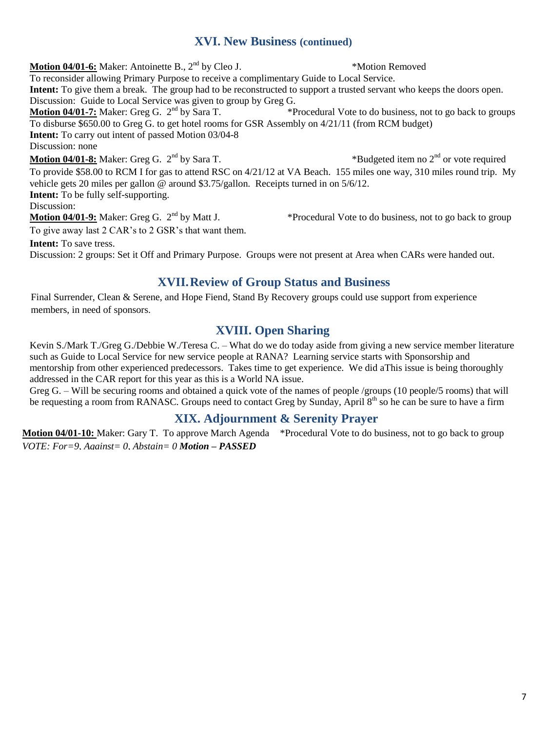## XVI. New Business (continued)

**Motion 04/01-6:** Maker: Antoinette B., 2nd by Cleo J. *Motion Removed

To reconsider allowing Primary Purpose to receive a complimentary Guide to Local Service.

**Intent:** To give them a break. The group had to be reconstructed to support a trusted servant who keeps the doors open.

Discussion: Guide to Local Service was given to group by Greg G.

**Motion 04/01-7:** Maker: Greg G. 2nd by Sara T. *Procedural Vote to do business, not to go back to groups

To disburse $650.00 to Greg G. to get hotel rooms for GSR Assembly on 4/21/11 (from RCM budget)

**Intent:** To carry out intent of passed Motion 03/04-8

Discussion: none

**Motion 04/01-8:** Maker: Greg G. 2nd by Sara T. *Budgeted item no 2nd or vote required

To provide $58.00 to RCM I for gas to attend RSC on 4/21/12 at VA Beach. 155 miles one way, 310 miles round trip. My vehicle gets 20 miles per gallon @ around $3.75/gallon. Receipts turned in on 5/6/12.

**Intent:** To be fully self-supporting.

Discussion:

**Motion 04/01-9:** Maker: Greg G. 2nd by Matt J. *Procedural Vote to do business, not to go back to group

To give away last 2 CAR's to 2 GSR's that want them.

**Intent:** To save tress.

Discussion: 2 groups: Set it Off and Primary Purpose. Groups were not present at Area when CARs were handed out.

## XVII. Review of Group Status and Business

Final Surrender, Clean & Serene, and Hope Fiend, Stand By Recovery groups could use support from experience members, in need of sponsors.

## XVIII. Open Sharing

Kevin S./Mark T./Greg G./Debbie W./Teresa C. – What do we do today aside from giving a new service member literature such as Guide to Local Service for new service people at RANA? Learning service starts with Sponsorship and mentorship from other experienced predecessors. Takes time to get experience. We did aThis issue is being thoroughly addressed in the CAR report for this year as this is a World NA issue.

Greg G. – Will be securing rooms and obtained a quick vote of the names of people /groups (10 people/5 rooms) that will be requesting a room from RANASC. Groups need to contact Greg by Sunday, April 8th so he can be sure to have a firm

## XIX. Adjournment & Serenity Prayer

**Motion 04/01-10:** Maker: Gary T. To approve March Agenda *Procedural Vote to do business, not to go back to group

*VOTE: For=9, Against= 0, Abstain= 0* ***Motion – PASSED***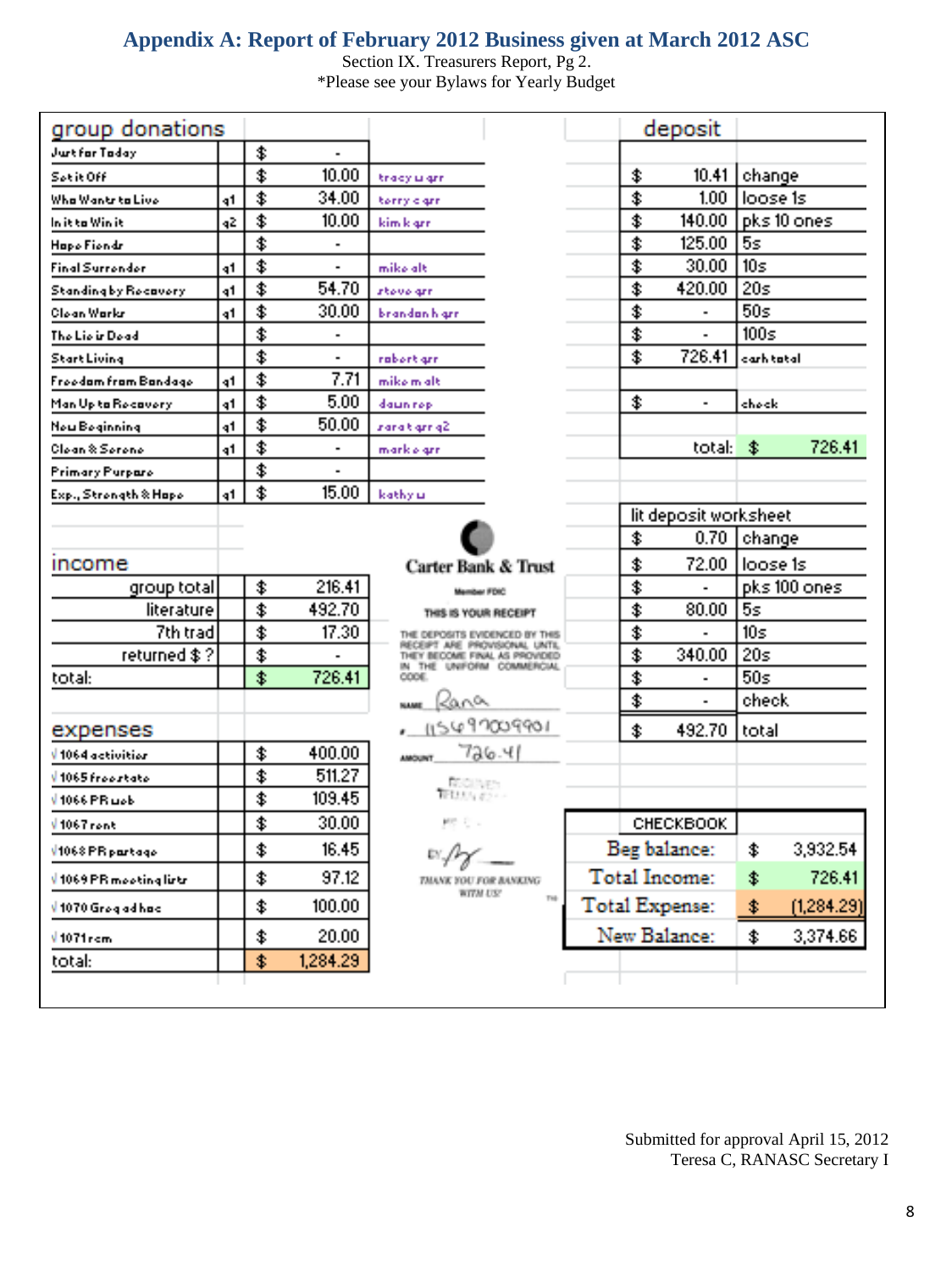# Appendix A: Report of February 2012 Business given at March 2012 ASC

Section IX. Treasurers Report, Pg 2.
*Please see your Bylaws for Yearly Budget

## group donations

| | | | | |
|---|---|---|---|---|
| Just for Today | | $ | - | |
| Set it Off | | $ | 10.00 | tracy w grr |
| Who Wants to Live | q1 | $ | 34.00 | terry c grr |
| In it to Win it | q2 | $ | 10.00 | kim k grr |
| Hope Fiends | | $ | - | |
| Final Surrender | q1 | $ | - | mike alt |
| Standing by Recovery | q1 | $ | 54.70 | steve grr |
| Clean Works | q1 | $ | 30.00 | brandon h grr |
| The Lie is Dead | | $ | - | |
| Start Living | | $ | - | robert grr |
| Freedom from Bondage | q1 | $ | 7.71 | mike m alt |
| Man Up to Recovery | q1 | $ | 5.00 | dawn rep |
| New Beginning | q1 | $ | 50.00 | sara t grr q2 |
| Clean & Serene | q1 | $ | - | mark e grr |
| Primary Purpose | | $ | - | |
| Exp., Strength & Hope | q1 | $ | 15.00 | kathy w |

## income

| | | |
|---|---|---|
| group total | $ | 216.41 |
| literature | $ | 492.70 |
| 7th trad | $ | 17.30 |
| returned $ ? | $ | - |
| total: | $ | 726.41 |

## expenses

| | | |
|---|---|---|
| √1064 activities | $ | 400.00 |
| √1065 freestate | $ | 511.27 |
| √1066 PR web | $ | 109.45 |
| √1067 rent | $ | 30.00 |
| √1068 PR postage | $ | 16.45 |
| √1069 PR meeting lists | $ | 97.12 |
| √1070 Greg ad hoc | $ | 100.00 |
| √1071 rcm | $ | 20.00 |
| total: | $ | 1,284.29 |

Carter Bank & Trust
Member FDIC
THIS IS YOUR RECEIPT
THE DEPOSITS EVIDENCED BY THIS RECEIPT ARE PROVISIONAL UNTIL THEY BECOME FINAL AS PROVIDED IN THE UNIFORM COMMERCIAL CODE.
NAME Rana
# 1156497009901
AMOUNT 726.41
THANK YOU FOR BANKING WITH US!

## deposit

| | | |
|---|---|---|
| $ | 10.41 | change |
| $ | 1.00 | loose 1s |
| $ | 140.00 | pks 10 ones |
| $ | 125.00 | 5s |
| $ | 30.00 | 10s |
| $ | 420.00 | 20s |
| $ | - | 50s |
| $ | - | 100s |
| $ | 726.41 | cash total |
| $ | - | check |
| total: | $ | 726.41 |

## lit deposit worksheet

| | | |
|---|---|---|
| $ | 0.70 | change |
| $ | 72.00 | loose 1s |
| $ | - | pks 100 ones |
| $ | 80.00 | 5s |
| $ | - | 10s |
| $ | 340.00 | 20s |
| $ | - | 50s |
| $ | - | check |
| $ | 492.70 | total |

## CHECKBOOK

| | | |
|---|---|---|
| Beg balance: | $ | 3,932.54 |
| Total Income: | $ | 726.41 |
| Total Expense: | $ | (1,284.29) |
| New Balance: | $ | 3,374.66 |

Submitted for approval April 15, 2012
Teresa C, RANASC Secretary I